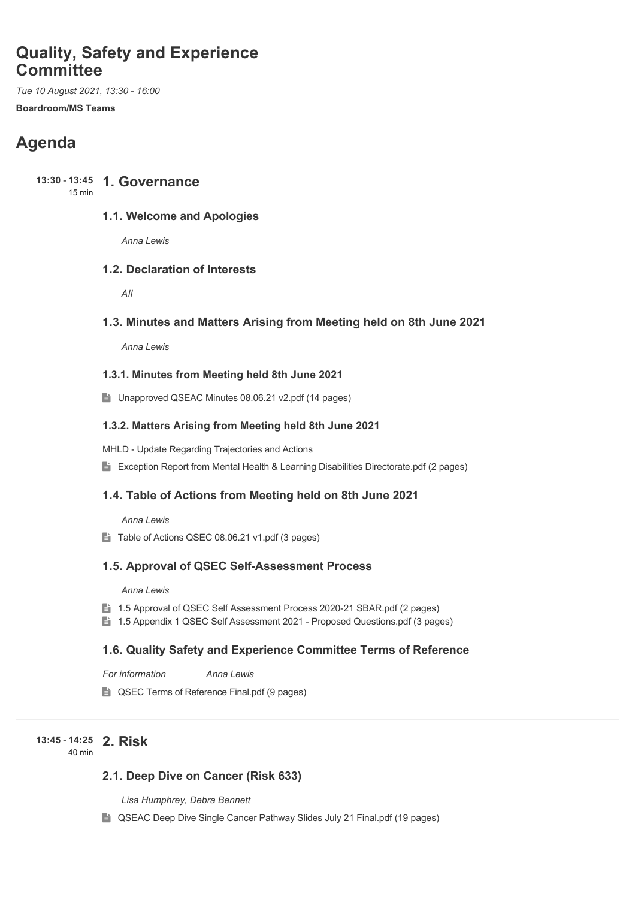# Quality, Safety and Experience Committee

*Tue 10 August 2021, 13:30 - 16:00*

**Boardroom/MS Teams**

# Agenda

**13:30 - 13:45** 15 min

## 1. Governance

### 1.1. Welcome and Apologies

*Anna Lewis*

### 1.2. Declaration of Interests

*All*

### 1.3. Minutes and Matters Arising from Meeting held on 8th June 2021

*Anna Lewis*

#### 1.3.1. Minutes from Meeting held 8th June 2021

Unapproved QSEAC Minutes 08.06.21 v2.pdf (14 pages)

#### 1.3.2. Matters Arising from Meeting held 8th June 2021

MHLD - Update Regarding Trajectories and Actions

Exception Report from Mental Health & Learning Disabilities Directorate.pdf (2 pages)

### 1.4. Table of Actions from Meeting held on 8th June 2021

*Anna Lewis*

Table of Actions QSEC 08.06.21 v1.pdf (3 pages)

### 1.5. Approval of QSEC Self-Assessment Process

*Anna Lewis*

1.5 Approval of QSEC Self Assessment Process 2020-21 SBAR.pdf (2 pages)

1.5 Appendix 1 QSEC Self Assessment 2021 - Proposed Questions.pdf (3 pages)

### 1.6. Quality Safety and Experience Committee Terms of Reference

*For information* *Anna Lewis*

QSEC Terms of Reference Final.pdf (9 pages)

**13:45 - 14:25** 40 min

## 2. Risk

### 2.1. Deep Dive on Cancer (Risk 633)

*Lisa Humphrey, Debra Bennett*

QSEAC Deep Dive Single Cancer Pathway Slides July 21 Final.pdf (19 pages)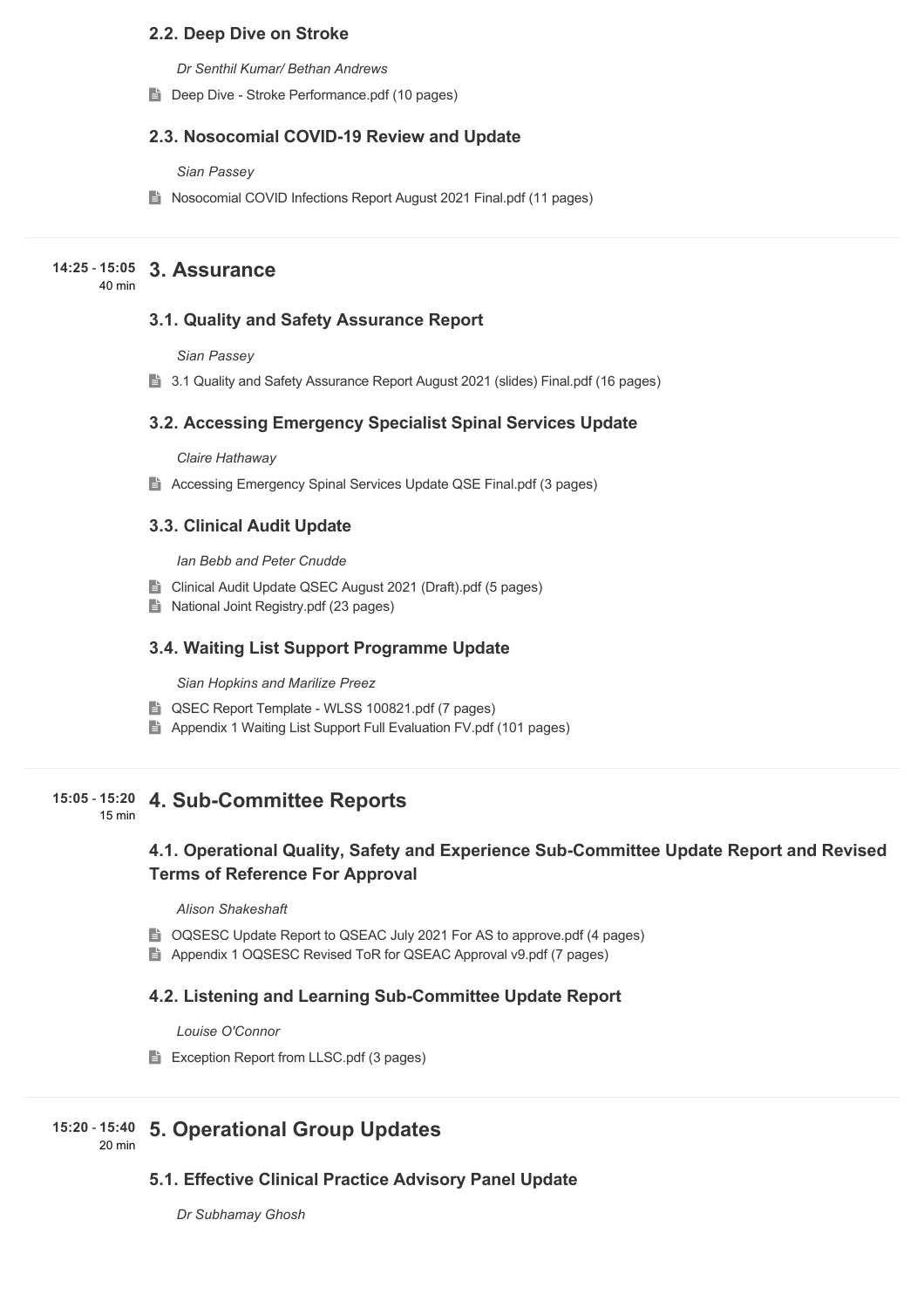### 2.2. Deep Dive on Stroke

*Dr Senthil Kumar/ Bethan Andrews*

- Deep Dive - Stroke Performance.pdf (10 pages)

### 2.3. Nosocomial COVID-19 Review and Update

*Sian Passey*

- Nosocomial COVID Infections Report August 2021 Final.pdf (11 pages)

---

**14:25 - 15:05** (40 min)

## 3. Assurance

### 3.1. Quality and Safety Assurance Report

*Sian Passey*

- 3.1 Quality and Safety Assurance Report August 2021 (slides) Final.pdf (16 pages)

### 3.2. Accessing Emergency Specialist Spinal Services Update

*Claire Hathaway*

- Accessing Emergency Spinal Services Update QSE Final.pdf (3 pages)

### 3.3. Clinical Audit Update

*Ian Bebb and Peter Cnudde*

- Clinical Audit Update QSEC August 2021 (Draft).pdf (5 pages)
- National Joint Registry.pdf (23 pages)

### 3.4. Waiting List Support Programme Update

*Sian Hopkins and Marilize Preez*

- QSEC Report Template - WLSS 100821.pdf (7 pages)
- Appendix 1 Waiting List Support Full Evaluation FV.pdf (101 pages)

---

**15:05 - 15:20** (15 min)

## 4. Sub-Committee Reports

### 4.1. Operational Quality, Safety and Experience Sub-Committee Update Report and Revised Terms of Reference For Approval

*Alison Shakeshaft*

- OQSESC Update Report to QSEAC July 2021 For AS to approve.pdf (4 pages)
- Appendix 1 OQSESC Revised ToR for QSEAC Approval v9.pdf (7 pages)

### 4.2. Listening and Learning Sub-Committee Update Report

*Louise O'Connor*

- Exception Report from LLSC.pdf (3 pages)

---

**15:20 - 15:40** (20 min)

## 5. Operational Group Updates

### 5.1. Effective Clinical Practice Advisory Panel Update

*Dr Subhamay Ghosh*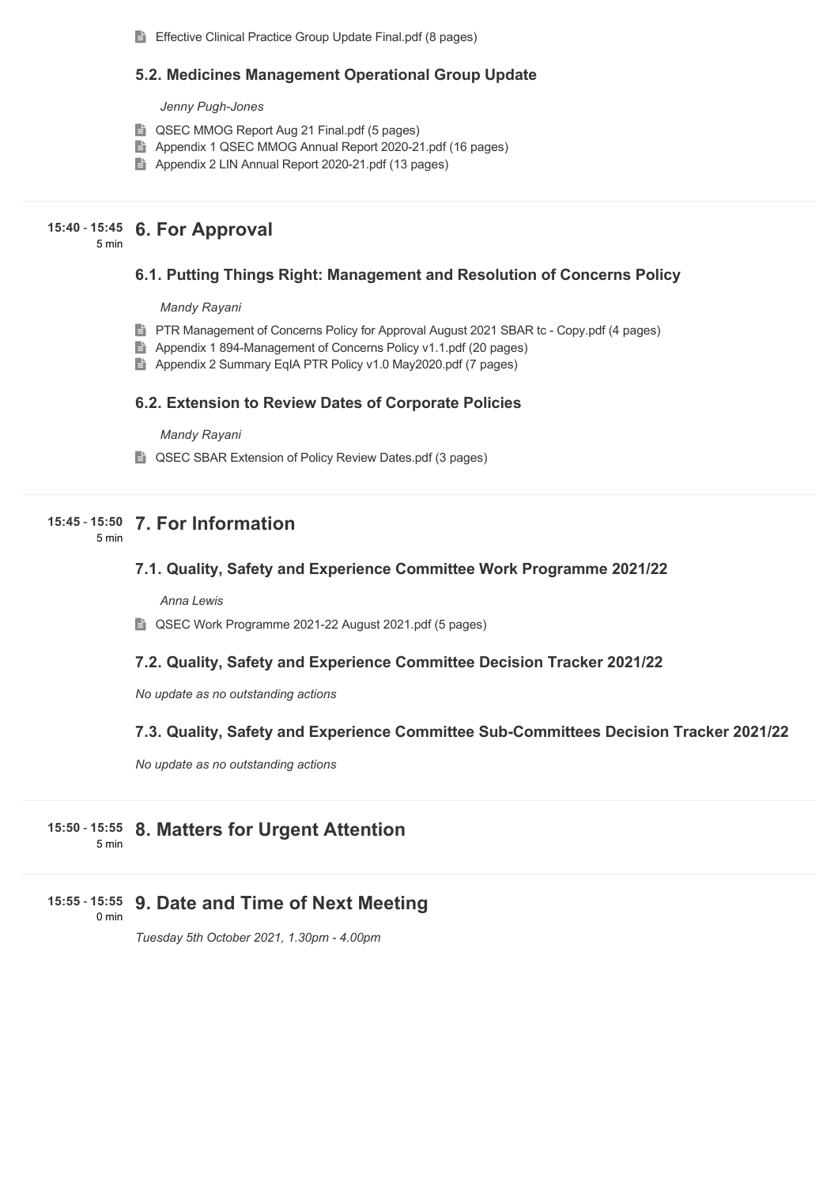Effective Clinical Practice Group Update Final.pdf (8 pages)

### 5.2. Medicines Management Operational Group Update

*Jenny Pugh-Jones*

- QSEC MMOG Report Aug 21 Final.pdf (5 pages)
- Appendix 1 QSEC MMOG Annual Report 2020-21.pdf (16 pages)
- Appendix 2 LIN Annual Report 2020-21.pdf (13 pages)

---

**15:40 - 15:45**
5 min

## 6. For Approval

### 6.1. Putting Things Right: Management and Resolution of Concerns Policy

*Mandy Rayani*

- PTR Management of Concerns Policy for Approval August 2021 SBAR tc - Copy.pdf (4 pages)
- Appendix 1 894-Management of Concerns Policy v1.1.pdf (20 pages)
- Appendix 2 Summary EqIA PTR Policy v1.0 May2020.pdf (7 pages)

### 6.2. Extension to Review Dates of Corporate Policies

*Mandy Rayani*

- QSEC SBAR Extension of Policy Review Dates.pdf (3 pages)

---

**15:45 - 15:50**
5 min

## 7. For Information

### 7.1. Quality, Safety and Experience Committee Work Programme 2021/22

*Anna Lewis*

- QSEC Work Programme 2021-22 August 2021.pdf (5 pages)

### 7.2. Quality, Safety and Experience Committee Decision Tracker 2021/22

*No update as no outstanding actions*

### 7.3. Quality, Safety and Experience Committee Sub-Committees Decision Tracker 2021/22

*No update as no outstanding actions*

---

**15:50 - 15:55**
5 min

## 8. Matters for Urgent Attention

---

**15:55 - 15:55**
0 min

## 9. Date and Time of Next Meeting

*Tuesday 5th October 2021, 1.30pm - 4.00pm*